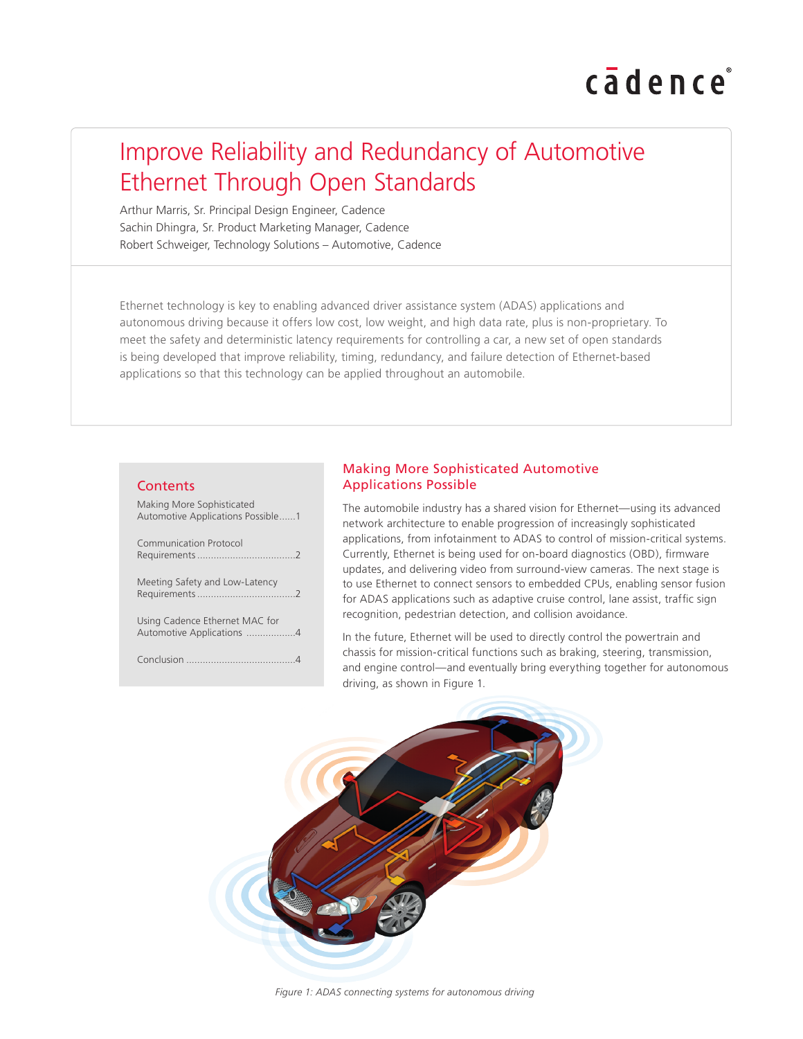# Improve Reliability and Redundancy of Automotive Ethernet Through Open Standards

Arthur Marris, Sr. Principal Design Engineer, Cadence
Sachin Dhingra, Sr. Product Marketing Manager, Cadence
Robert Schweiger, Technology Solutions – Automotive, Cadence

Ethernet technology is key to enabling advanced driver assistance system (ADAS) applications and autonomous driving because it offers low cost, low weight, and high data rate, plus is non-proprietary. To meet the safety and deterministic latency requirements for controlling a car, a new set of open standards is being developed that improve reliability, timing, redundancy, and failure detection of Ethernet-based applications so that this technology can be applied throughout an automobile.

## Contents

Making More Sophisticated Automotive Applications Possible......1

Communication Protocol Requirements....................................2

Meeting Safety and Low-Latency Requirements....................................2

Using Cadence Ethernet MAC for Automotive Applications ..................4

Conclusion .......................................4

## Making More Sophisticated Automotive Applications Possible

The automobile industry has a shared vision for Ethernet—using its advanced network architecture to enable progression of increasingly sophisticated applications, from infotainment to ADAS to control of mission-critical systems. Currently, Ethernet is being used for on-board diagnostics (OBD), firmware updates, and delivering video from surround-view cameras. The next stage is to use Ethernet to connect sensors to embedded CPUs, enabling sensor fusion for ADAS applications such as adaptive cruise control, lane assist, traffic sign recognition, pedestrian detection, and collision avoidance.

In the future, Ethernet will be used to directly control the powertrain and chassis for mission-critical functions such as braking, steering, transmission, and engine control—and eventually bring everything together for autonomous driving, as shown in Figure 1.

*Figure 1: ADAS connecting systems for autonomous driving*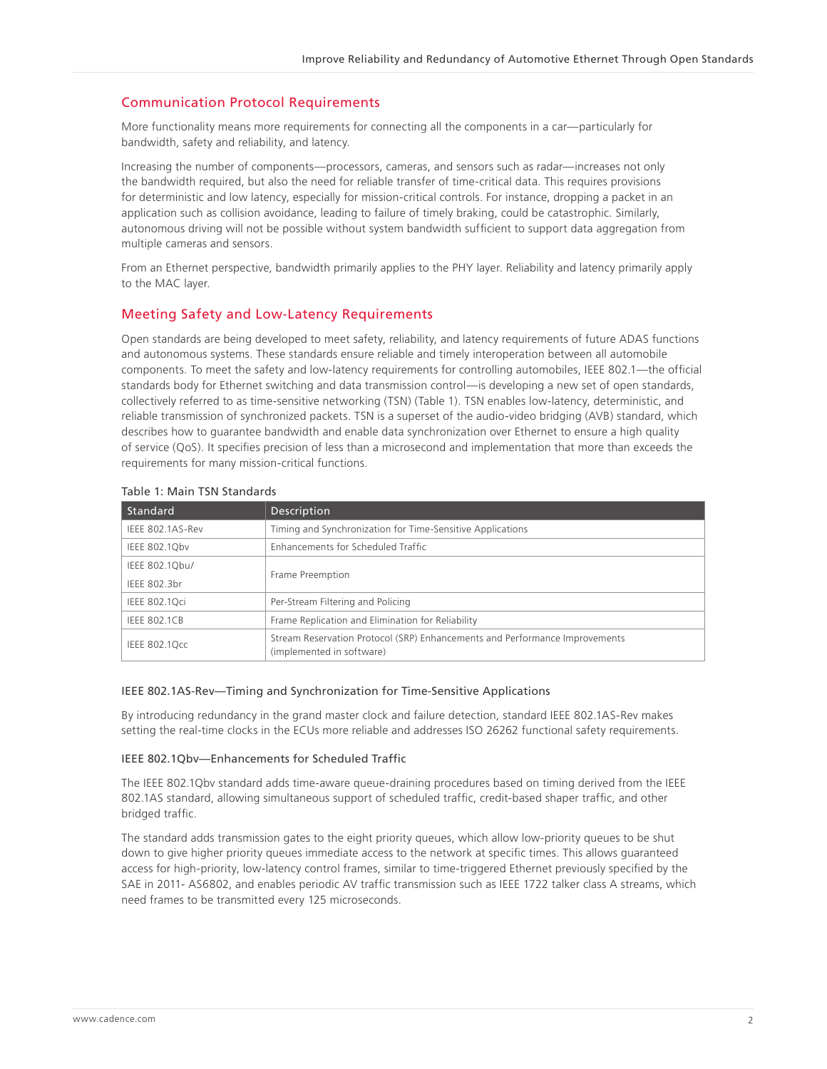## Communication Protocol Requirements

More functionality means more requirements for connecting all the components in a car—particularly for bandwidth, safety and reliability, and latency.

Increasing the number of components—processors, cameras, and sensors such as radar—increases not only the bandwidth required, but also the need for reliable transfer of time-critical data. This requires provisions for deterministic and low latency, especially for mission-critical controls. For instance, dropping a packet in an application such as collision avoidance, leading to failure of timely braking, could be catastrophic. Similarly, autonomous driving will not be possible without system bandwidth sufficient to support data aggregation from multiple cameras and sensors.

From an Ethernet perspective, bandwidth primarily applies to the PHY layer. Reliability and latency primarily apply to the MAC layer.

## Meeting Safety and Low-Latency Requirements

Open standards are being developed to meet safety, reliability, and latency requirements of future ADAS functions and autonomous systems. These standards ensure reliable and timely interoperation between all automobile components. To meet the safety and low-latency requirements for controlling automobiles, IEEE 802.1—the official standards body for Ethernet switching and data transmission control—is developing a new set of open standards, collectively referred to as time-sensitive networking (TSN) (Table 1). TSN enables low-latency, deterministic, and reliable transmission of synchronized packets. TSN is a superset of the audio-video bridging (AVB) standard, which describes how to guarantee bandwidth and enable data synchronization over Ethernet to ensure a high quality of service (QoS). It specifies precision of less than a microsecond and implementation that more than exceeds the requirements for many mission-critical functions.

Table 1: Main TSN Standards

| Standard | Description |
|---|---|
| IEEE 802.1AS-Rev | Timing and Synchronization for Time-Sensitive Applications |
| IEEE 802.1Qbv | Enhancements for Scheduled Traffic |
| IEEE 802.1Qbu/ IEEE 802.3br | Frame Preemption |
| IEEE 802.1Qci | Per-Stream Filtering and Policing |
| IEEE 802.1CB | Frame Replication and Elimination for Reliability |
| IEEE 802.1Qcc | Stream Reservation Protocol (SRP) Enhancements and Performance Improvements (implemented in software) |

### IEEE 802.1AS-Rev—Timing and Synchronization for Time-Sensitive Applications

By introducing redundancy in the grand master clock and failure detection, standard IEEE 802.1AS-Rev makes setting the real-time clocks in the ECUs more reliable and addresses ISO 26262 functional safety requirements.

### IEEE 802.1Qbv—Enhancements for Scheduled Traffic

The IEEE 802.1Qbv standard adds time-aware queue-draining procedures based on timing derived from the IEEE 802.1AS standard, allowing simultaneous support of scheduled traffic, credit-based shaper traffic, and other bridged traffic.

The standard adds transmission gates to the eight priority queues, which allow low-priority queues to be shut down to give higher priority queues immediate access to the network at specific times. This allows guaranteed access for high-priority, low-latency control frames, similar to time-triggered Ethernet previously specified by the SAE in 2011- AS6802, and enables periodic AV traffic transmission such as IEEE 1722 talker class A streams, which need frames to be transmitted every 125 microseconds.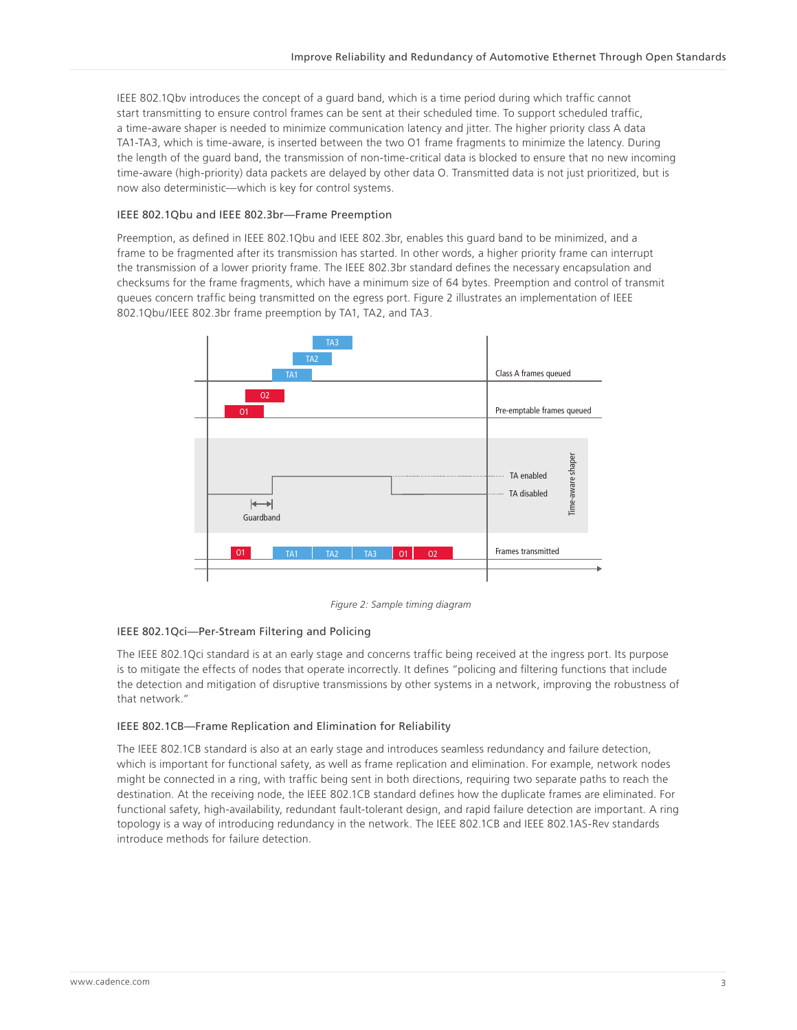IEEE 802.1Qbv introduces the concept of a guard band, which is a time period during which traffic cannot start transmitting to ensure control frames can be sent at their scheduled time. To support scheduled traffic, a time-aware shaper is needed to minimize communication latency and jitter. The higher priority class A data TA1-TA3, which is time-aware, is inserted between the two O1 frame fragments to minimize the latency. During the length of the guard band, the transmission of non-time-critical data is blocked to ensure that no new incoming time-aware (high-priority) data packets are delayed by other data O. Transmitted data is not just prioritized, but is now also deterministic—which is key for control systems.

### IEEE 802.1Qbu and IEEE 802.3br—Frame Preemption

Preemption, as defined in IEEE 802.1Qbu and IEEE 802.3br, enables this guard band to be minimized, and a frame to be fragmented after its transmission has started. In other words, a higher priority frame can interrupt the transmission of a lower priority frame. The IEEE 802.3br standard defines the necessary encapsulation and checksums for the frame fragments, which have a minimum size of 64 bytes. Preemption and control of transmit queues concern traffic being transmitted on the egress port. Figure 2 illustrates an implementation of IEEE 802.1Qbu/IEEE 802.3br frame preemption by TA1, TA2, and TA3.

*Figure 2: Sample timing diagram*

### IEEE 802.1Qci—Per-Stream Filtering and Policing

The IEEE 802.1Qci standard is at an early stage and concerns traffic being received at the ingress port. Its purpose is to mitigate the effects of nodes that operate incorrectly. It defines "policing and filtering functions that include the detection and mitigation of disruptive transmissions by other systems in a network, improving the robustness of that network."

### IEEE 802.1CB—Frame Replication and Elimination for Reliability

The IEEE 802.1CB standard is also at an early stage and introduces seamless redundancy and failure detection, which is important for functional safety, as well as frame replication and elimination. For example, network nodes might be connected in a ring, with traffic being sent in both directions, requiring two separate paths to reach the destination. At the receiving node, the IEEE 802.1CB standard defines how the duplicate frames are eliminated. For functional safety, high-availability, redundant fault-tolerant design, and rapid failure detection are important. A ring topology is a way of introducing redundancy in the network. The IEEE 802.1CB and IEEE 802.1AS-Rev standards introduce methods for failure detection.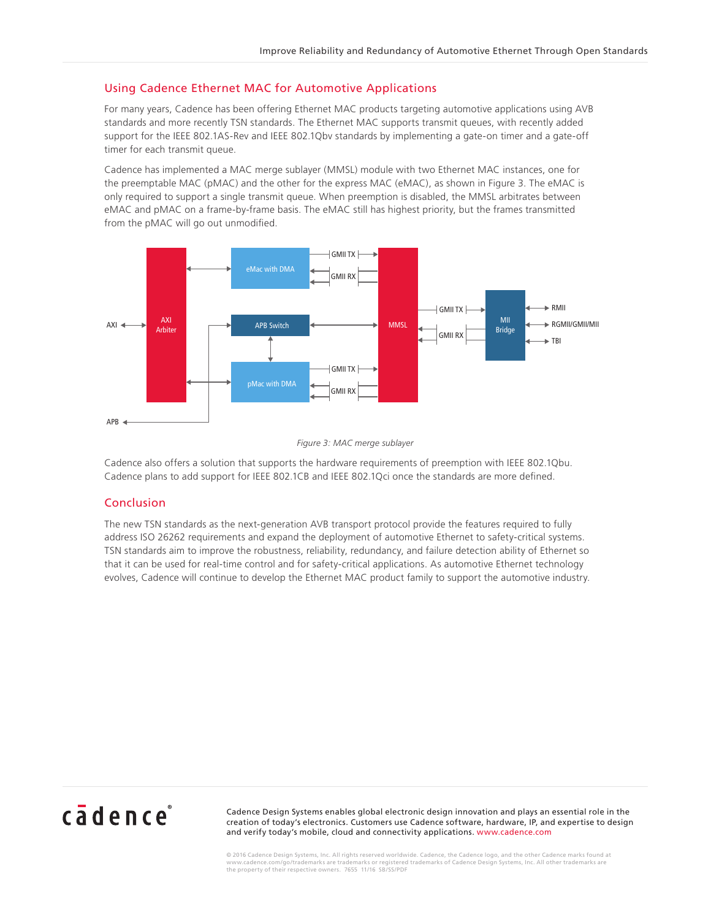## Using Cadence Ethernet MAC for Automotive Applications

For many years, Cadence has been offering Ethernet MAC products targeting automotive applications using AVB standards and more recently TSN standards. The Ethernet MAC supports transmit queues, with recently added support for the IEEE 802.1AS-Rev and IEEE 802.1Qbv standards by implementing a gate-on timer and a gate-off timer for each transmit queue.

Cadence has implemented a MAC merge sublayer (MMSL) module with two Ethernet MAC instances, one for the preemptable MAC (pMAC) and the other for the express MAC (eMAC), as shown in Figure 3. The eMAC is only required to support a single transmit queue. When preemption is disabled, the MMSL arbitrates between eMAC and pMAC on a frame-by-frame basis. The eMAC still has highest priority, but the frames transmitted from the pMAC will go out unmodified.

AXI
AXI Arbiter
eMac with DMA
APB Switch
pMac with DMA
APB
GMII TX
GMII RX
GMII TX
GMII RX
MMSL
GMII TX
GMII RX
MII Bridge
RMII
RGMII/GMII/MII
TBI

*Figure 3: MAC merge sublayer*

Cadence also offers a solution that supports the hardware requirements of preemption with IEEE 802.1Qbu. Cadence plans to add support for IEEE 802.1CB and IEEE 802.1Qci once the standards are more defined.

## Conclusion

The new TSN standards as the next-generation AVB transport protocol provide the features required to fully address ISO 26262 requirements and expand the deployment of automotive Ethernet to safety-critical systems. TSN standards aim to improve the robustness, reliability, redundancy, and failure detection ability of Ethernet so that it can be used for real-time control and for safety-critical applications. As automotive Ethernet technology evolves, Cadence will continue to develop the Ethernet MAC product family to support the automotive industry.

cadence®

Cadence Design Systems enables global electronic design innovation and plays an essential role in the creation of today's electronics. Customers use Cadence software, hardware, IP, and expertise to design and verify today's mobile, cloud and connectivity applications. www.cadence.com

© 2016 Cadence Design Systems, Inc. All rights reserved worldwide. Cadence, the Cadence logo, and the other Cadence marks found at www.cadence.com/go/trademarks are trademarks or registered trademarks of Cadence Design Systems, Inc. All other trademarks are the property of their respective owners. 7655 11/16 SB/SS/PDF